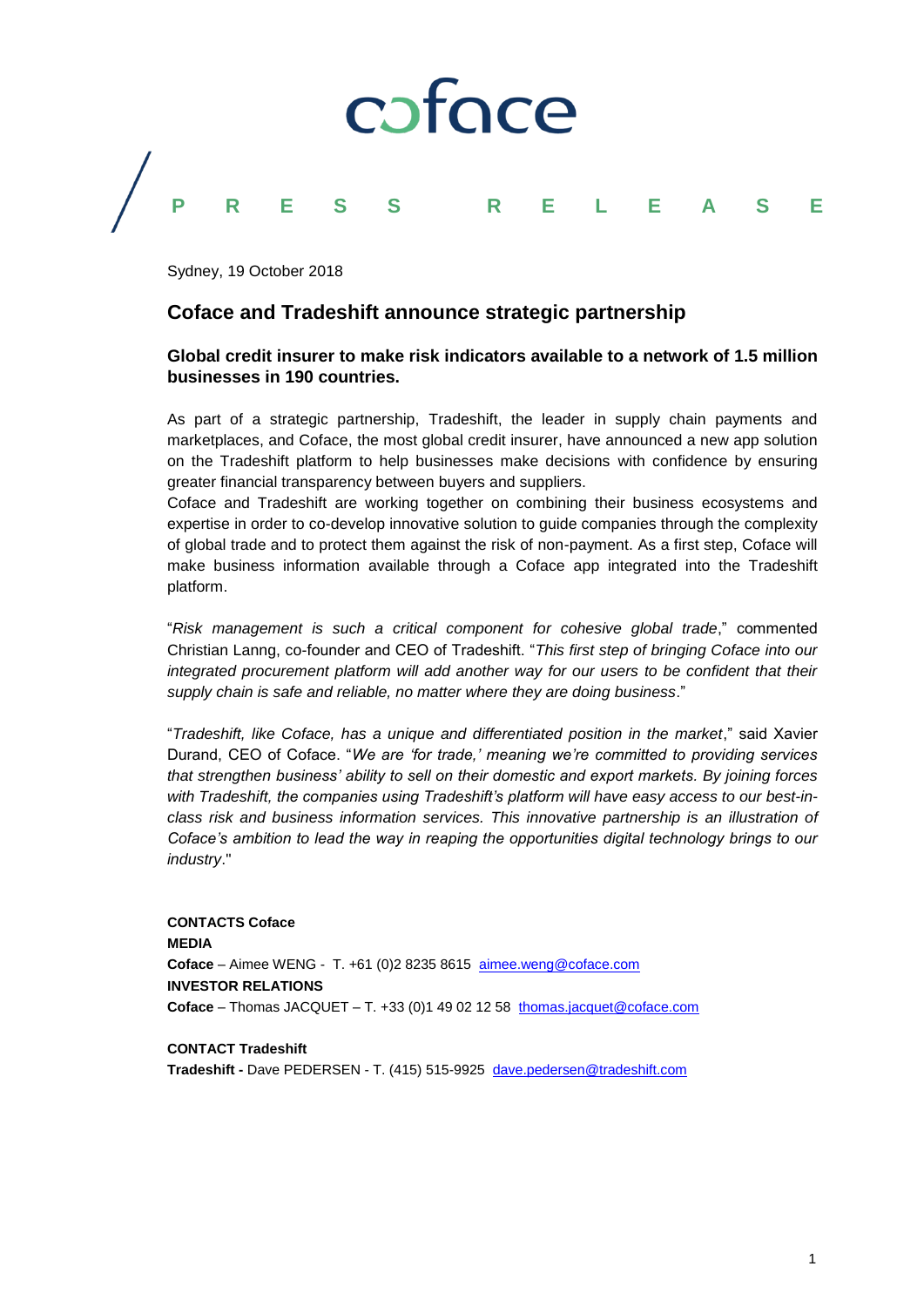coface

PRESS RELEASE

Sydney, 19 October 2018

## Coface and Tradeshift announce strategic partnership

### Global credit insurer to make risk indicators available to a network of 1.5 million businesses in 190 countries.

As part of a strategic partnership, Tradeshift, the leader in supply chain payments and marketplaces, and Coface, the most global credit insurer, have announced a new app solution on the Tradeshift platform to help businesses make decisions with confidence by ensuring greater financial transparency between buyers and suppliers.
Coface and Tradeshift are working together on combining their business ecosystems and expertise in order to co-develop innovative solution to guide companies through the complexity of global trade and to protect them against the risk of non-payment. As a first step, Coface will make business information available through a Coface app integrated into the Tradeshift platform.

"*Risk management is such a critical component for cohesive global trade*," commented Christian Lanng, co-founder and CEO of Tradeshift. "*This first step of bringing Coface into our integrated procurement platform will add another way for our users to be confident that their supply chain is safe and reliable, no matter where they are doing business*."

"*Tradeshift, like Coface, has a unique and differentiated position in the market*," said Xavier Durand, CEO of Coface. "*We are 'for trade,' meaning we're committed to providing services that strengthen business' ability to sell on their domestic and export markets. By joining forces with Tradeshift, the companies using Tradeshift's platform will have easy access to our best-in-class risk and business information services. This innovative partnership is an illustration of Coface's ambition to lead the way in reaping the opportunities digital technology brings to our industry*."

**CONTACTS Coface**
**MEDIA**
**Coface** – Aimee WENG - T. +61 (0)2 8235 8615 aimee.weng@coface.com
**INVESTOR RELATIONS**
**Coface** – Thomas JACQUET – T. +33 (0)1 49 02 12 58 thomas.jacquet@coface.com

**CONTACT Tradeshift**
**Tradeshift -** Dave PEDERSEN - T. (415) 515-9925 dave.pedersen@tradeshift.com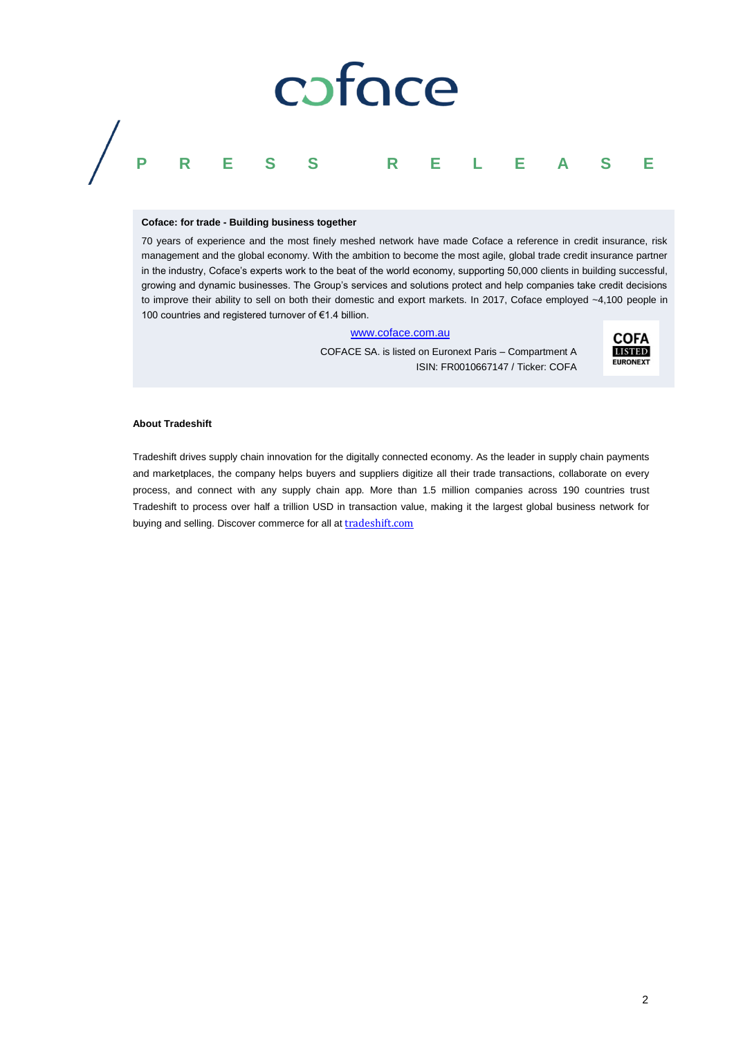Coface: for trade - Building business together

70 years of experience and the most finely meshed network have made Coface a reference in credit insurance, risk management and the global economy. With the ambition to become the most agile, global trade credit insurance partner in the industry, Coface's experts work to the beat of the world economy, supporting 50,000 clients in building successful, growing and dynamic businesses. The Group's services and solutions protect and help companies take credit decisions to improve their ability to sell on both their domestic and export markets. In 2017, Coface employed ~4,100 people in 100 countries and registered turnover of €1.4 billion.

www.coface.com.au

COFACE SA. is listed on Euronext Paris – Compartment A
ISIN: FR0010667147 / Ticker: COFA

**About Tradeshift**

Tradeshift drives supply chain innovation for the digitally connected economy. As the leader in supply chain payments and marketplaces, the company helps buyers and suppliers digitize all their trade transactions, collaborate on every process, and connect with any supply chain app. More than 1.5 million companies across 190 countries trust Tradeshift to process over half a trillion USD in transaction value, making it the largest global business network for buying and selling. Discover commerce for all at tradeshift.com